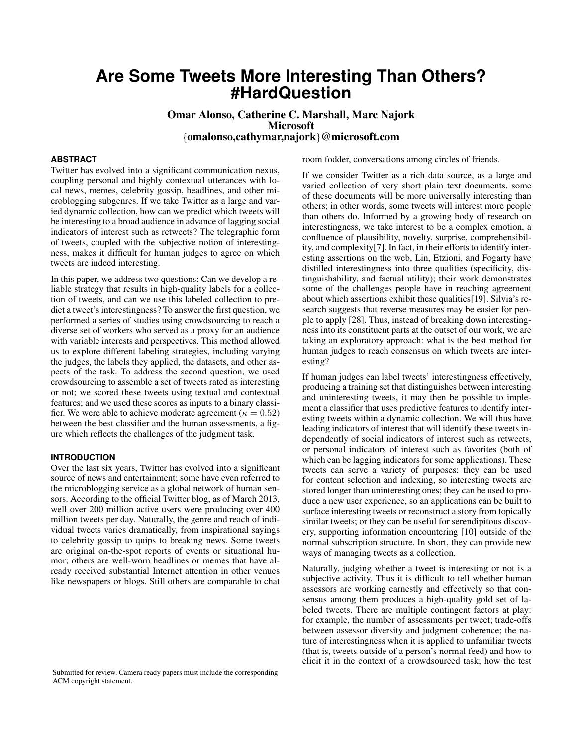# Are Some Tweets More Interesting Than Others? #HardQuestion

**Omar Alonso, Catherine C. Marshall, Marc Najork**
**Microsoft**
{**omalonso,cathymar,najork**}**@microsoft.com**

## ABSTRACT

Twitter has evolved into a significant communication nexus, coupling personal and highly contextual utterances with local news, memes, celebrity gossip, headlines, and other microblogging subgenres. If we take Twitter as a large and varied dynamic collection, how can we predict which tweets will be interesting to a broad audience in advance of lagging social indicators of interest such as retweets? The telegraphic form of tweets, coupled with the subjective notion of interestingness, makes it difficult for human judges to agree on which tweets are indeed interesting.

In this paper, we address two questions: Can we develop a reliable strategy that results in high-quality labels for a collection of tweets, and can we use this labeled collection to predict a tweet's interestingness? To answer the first question, we performed a series of studies using crowdsourcing to reach a diverse set of workers who served as a proxy for an audience with variable interests and perspectives. This method allowed us to explore different labeling strategies, including varying the judges, the labels they applied, the datasets, and other aspects of the task. To address the second question, we used crowdsourcing to assemble a set of tweets rated as interesting or not; we scored these tweets using textual and contextual features; and we used these scores as inputs to a binary classifier. We were able to achieve moderate agreement ($\kappa = 0.52$) between the best classifier and the human assessments, a figure which reflects the challenges of the judgment task.

## INTRODUCTION

Over the last six years, Twitter has evolved into a significant source of news and entertainment; some have even referred to the microblogging service as a global network of human sensors. According to the official Twitter blog, as of March 2013, well over 200 million active users were producing over 400 million tweets per day. Naturally, the genre and reach of individual tweets varies dramatically, from inspirational sayings to celebrity gossip to quips to breaking news. Some tweets are original on-the-spot reports of events or situational humor; others are well-worn headlines or memes that have already received substantial Internet attention in other venues like newspapers or blogs. Still others are comparable to chat room fodder, conversations among circles of friends.

If we consider Twitter as a rich data source, as a large and varied collection of very short plain text documents, some of these documents will be more universally interesting than others; in other words, some tweets will interest more people than others do. Informed by a growing body of research on interestingness, we take interest to be a complex emotion, a confluence of plausibility, novelty, surprise, comprehensibility, and complexity[7]. In fact, in their efforts to identify interesting assertions on the web, Lin, Etzioni, and Fogarty have distilled interestingness into three qualities (specificity, distinguishability, and factual utility); their work demonstrates some of the challenges people have in reaching agreement about which assertions exhibit these qualities[19]. Silvia's research suggests that reverse measures may be easier for people to apply [28]. Thus, instead of breaking down interestingness into its constituent parts at the outset of our work, we are taking an exploratory approach: what is the best method for human judges to reach consensus on which tweets are interesting?

If human judges can label tweets' interestingness effectively, producing a training set that distinguishes between interesting and uninteresting tweets, it may then be possible to implement a classifier that uses predictive features to identify interesting tweets within a dynamic collection. We will thus have leading indicators of interest that will identify these tweets independently of social indicators of interest such as retweets, or personal indicators of interest such as favorites (both of which can be lagging indicators for some applications). These tweets can serve a variety of purposes: they can be used for content selection and indexing, so interesting tweets are stored longer than uninteresting ones; they can be used to produce a new user experience, so an applications can be built to surface interesting tweets or reconstruct a story from topically similar tweets; or they can be useful for serendipitous discovery, supporting information encountering [10] outside of the normal subscription structure. In short, they can provide new ways of managing tweets as a collection.

Naturally, judging whether a tweet is interesting or not is a subjective activity. Thus it is difficult to tell whether human assessors are working earnestly and effectively so that consensus among them produces a high-quality gold set of labeled tweets. There are multiple contingent factors at play: for example, the number of assessments per tweet; trade-offs between assessor diversity and judgment coherence; the nature of interestingness when it is applied to unfamiliar tweets (that is, tweets outside of a person's normal feed) and how to elicit it in the context of a crowdsourced task; how the test

Submitted for review. Camera ready papers must include the corresponding ACM copyright statement.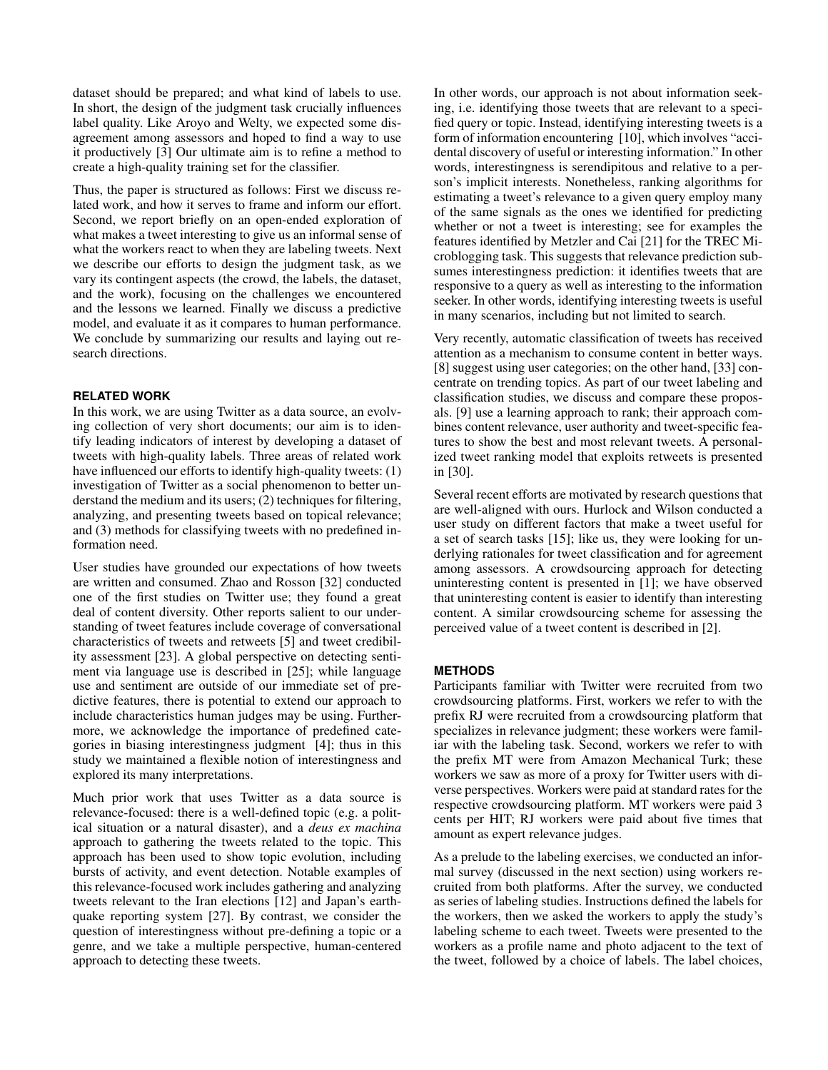dataset should be prepared; and what kind of labels to use. In short, the design of the judgment task crucially influences label quality. Like Aroyo and Welty, we expected some disagreement among assessors and hoped to find a way to use it productively [3] Our ultimate aim is to refine a method to create a high-quality training set for the classifier.

Thus, the paper is structured as follows: First we discuss related work, and how it serves to frame and inform our effort. Second, we report briefly on an open-ended exploration of what makes a tweet interesting to give us an informal sense of what the workers react to when they are labeling tweets. Next we describe our efforts to design the judgment task, as we vary its contingent aspects (the crowd, the labels, the dataset, and the work), focusing on the challenges we encountered and the lessons we learned. Finally we discuss a predictive model, and evaluate it as it compares to human performance. We conclude by summarizing our results and laying out research directions.

## RELATED WORK

In this work, we are using Twitter as a data source, an evolving collection of very short documents; our aim is to identify leading indicators of interest by developing a dataset of tweets with high-quality labels. Three areas of related work have influenced our efforts to identify high-quality tweets: (1) investigation of Twitter as a social phenomenon to better understand the medium and its users; (2) techniques for filtering, analyzing, and presenting tweets based on topical relevance; and (3) methods for classifying tweets with no predefined information need.

User studies have grounded our expectations of how tweets are written and consumed. Zhao and Rosson [32] conducted one of the first studies on Twitter use; they found a great deal of content diversity. Other reports salient to our understanding of tweet features include coverage of conversational characteristics of tweets and retweets [5] and tweet credibility assessment [23]. A global perspective on detecting sentiment via language use is described in [25]; while language use and sentiment are outside of our immediate set of predictive features, there is potential to extend our approach to include characteristics human judges may be using. Furthermore, we acknowledge the importance of predefined categories in biasing interestingness judgment [4]; thus in this study we maintained a flexible notion of interestingness and explored its many interpretations.

Much prior work that uses Twitter as a data source is relevance-focused: there is a well-defined topic (e.g. a political situation or a natural disaster), and a *deus ex machina* approach to gathering the tweets related to the topic. This approach has been used to show topic evolution, including bursts of activity, and event detection. Notable examples of this relevance-focused work includes gathering and analyzing tweets relevant to the Iran elections [12] and Japan's earthquake reporting system [27]. By contrast, we consider the question of interestingness without pre-defining a topic or a genre, and we take a multiple perspective, human-centered approach to detecting these tweets.

In other words, our approach is not about information seeking, i.e. identifying those tweets that are relevant to a specified query or topic. Instead, identifying interesting tweets is a form of information encountering [10], which involves "accidental discovery of useful or interesting information." In other words, interestingness is serendipitous and relative to a person's implicit interests. Nonetheless, ranking algorithms for estimating a tweet's relevance to a given query employ many of the same signals as the ones we identified for predicting whether or not a tweet is interesting; see for examples the features identified by Metzler and Cai [21] for the TREC Microblogging task. This suggests that relevance prediction subsumes interestingness prediction: it identifies tweets that are responsive to a query as well as interesting to the information seeker. In other words, identifying interesting tweets is useful in many scenarios, including but not limited to search.

Very recently, automatic classification of tweets has received attention as a mechanism to consume content in better ways. [8] suggest using user categories; on the other hand, [33] concentrate on trending topics. As part of our tweet labeling and classification studies, we discuss and compare these proposals. [9] use a learning approach to rank; their approach combines content relevance, user authority and tweet-specific features to show the best and most relevant tweets. A personalized tweet ranking model that exploits retweets is presented in [30].

Several recent efforts are motivated by research questions that are well-aligned with ours. Hurlock and Wilson conducted a user study on different factors that make a tweet useful for a set of search tasks [15]; like us, they were looking for underlying rationales for tweet classification and for agreement among assessors. A crowdsourcing approach for detecting uninteresting content is presented in [1]; we have observed that uninteresting content is easier to identify than interesting content. A similar crowdsourcing scheme for assessing the perceived value of a tweet content is described in [2].

## METHODS

Participants familiar with Twitter were recruited from two crowdsourcing platforms. First, workers we refer to with the prefix RJ were recruited from a crowdsourcing platform that specializes in relevance judgment; these workers were familiar with the labeling task. Second, workers we refer to with the prefix MT were from Amazon Mechanical Turk; these workers we saw as more of a proxy for Twitter users with diverse perspectives. Workers were paid at standard rates for the respective crowdsourcing platform. MT workers were paid 3 cents per HIT; RJ workers were paid about five times that amount as expert relevance judges.

As a prelude to the labeling exercises, we conducted an informal survey (discussed in the next section) using workers recruited from both platforms. After the survey, we conducted as series of labeling studies. Instructions defined the labels for the workers, then we asked the workers to apply the study's labeling scheme to each tweet. Tweets were presented to the workers as a profile name and photo adjacent to the text of the tweet, followed by a choice of labels. The label choices,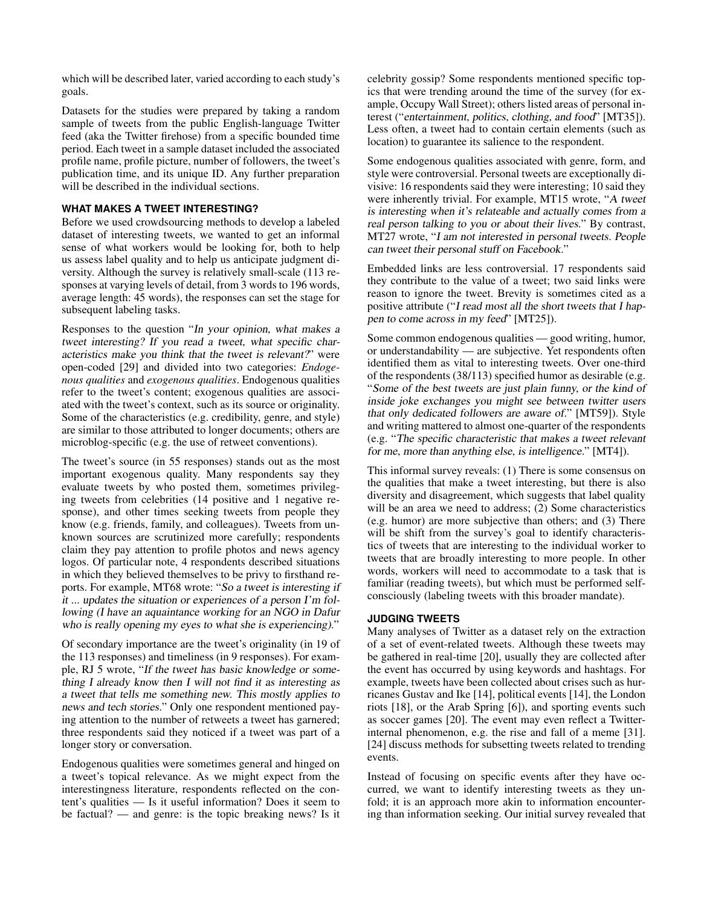which will be described later, varied according to each study's goals.

Datasets for the studies were prepared by taking a random sample of tweets from the public English-language Twitter feed (aka the Twitter firehose) from a specific bounded time period. Each tweet in a sample dataset included the associated profile name, profile picture, number of followers, the tweet's publication time, and its unique ID. Any further preparation will be described in the individual sections.

## WHAT MAKES A TWEET INTERESTING?

Before we used crowdsourcing methods to develop a labeled dataset of interesting tweets, we wanted to get an informal sense of what workers would be looking for, both to help us assess label quality and to help us anticipate judgment diversity. Although the survey is relatively small-scale (113 responses at varying levels of detail, from 3 words to 196 words, average length: 45 words), the responses can set the stage for subsequent labeling tasks.

Responses to the question "*In your opinion, what makes a tweet interesting? If you read a tweet, what specific characteristics make you think that the tweet is relevant?*" were open-coded [29] and divided into two categories: *Endogenous qualities* and *exogenous qualities*. Endogenous qualities refer to the tweet's content; exogenous qualities are associated with the tweet's context, such as its source or originality. Some of the characteristics (e.g. credibility, genre, and style) are similar to those attributed to longer documents; others are microblog-specific (e.g. the use of retweet conventions).

The tweet's source (in 55 responses) stands out as the most important exogenous quality. Many respondents say they evaluate tweets by who posted them, sometimes privileging tweets from celebrities (14 positive and 1 negative response), and other times seeking tweets from people they know (e.g. friends, family, and colleagues). Tweets from unknown sources are scrutinized more carefully; respondents claim they pay attention to profile photos and news agency logos. Of particular note, 4 respondents described situations in which they believed themselves to be privy to firsthand reports. For example, MT68 wrote: "*So a tweet is interesting if it ... updates the situation or experiences of a person I'm following (I have an aquaintance working for an NGO in Dafur who is really opening my eyes to what she is experiencing).*"

Of secondary importance are the tweet's originality (in 19 of the 113 responses) and timeliness (in 9 responses). For example, RJ 5 wrote, "*If the tweet has basic knowledge or something I already know then I will not find it as interesting as a tweet that tells me something new. This mostly applies to news and tech stories.*" Only one respondent mentioned paying attention to the number of retweets a tweet has garnered; three respondents said they noticed if a tweet was part of a longer story or conversation.

Endogenous qualities were sometimes general and hinged on a tweet's topical relevance. As we might expect from the interestingness literature, respondents reflected on the content's qualities — Is it useful information? Does it seem to be factual? — and genre: is the topic breaking news? Is it celebrity gossip? Some respondents mentioned specific topics that were trending around the time of the survey (for example, Occupy Wall Street); others listed areas of personal interest ("*entertainment, politics, clothing, and food*" [MT35]). Less often, a tweet had to contain certain elements (such as location) to guarantee its salience to the respondent.

Some endogenous qualities associated with genre, form, and style were controversial. Personal tweets are exceptionally divisive: 16 respondents said they were interesting; 10 said they were inherently trivial. For example, MT15 wrote, "*A tweet is interesting when it's relateable and actually comes from a real person talking to you or about their lives.*" By contrast, MT27 wrote, "*I am not interested in personal tweets. People can tweet their personal stuff on Facebook.*"

Embedded links are less controversial. 17 respondents said they contribute to the value of a tweet; two said links were reason to ignore the tweet. Brevity is sometimes cited as a positive attribute ("*I read most all the short tweets that I happen to come across in my feed*" [MT25]).

Some common endogenous qualities — good writing, humor, or understandability — are subjective. Yet respondents often identified them as vital to interesting tweets. Over one-third of the respondents (38/113) specified humor as desirable (e.g. "*Some of the best tweets are just plain funny, or the kind of inside joke exchanges you might see between twitter users that only dedicated followers are aware of.*" [MT59]). Style and writing mattered to almost one-quarter of the respondents (e.g. "*The specific characteristic that makes a tweet relevant for me, more than anything else, is intelligence.*" [MT4]).

This informal survey reveals: (1) There is some consensus on the qualities that make a tweet interesting, but there is also diversity and disagreement, which suggests that label quality will be an area we need to address; (2) Some characteristics (e.g. humor) are more subjective than others; and (3) There will be shift from the survey's goal to identify characteristics of tweets that are interesting to the individual worker to tweets that are broadly interesting to more people. In other words, workers will need to accommodate to a task that is familiar (reading tweets), but which must be performed self-consciously (labeling tweets with this broader mandate).

## JUDGING TWEETS

Many analyses of Twitter as a dataset rely on the extraction of a set of event-related tweets. Although these tweets may be gathered in real-time [20], usually they are collected after the event has occurred by using keywords and hashtags. For example, tweets have been collected about crises such as hurricanes Gustav and Ike [14], political events [14], the London riots [18], or the Arab Spring [6]), and sporting events such as soccer games [20]. The event may even reflect a Twitter-internal phenomenon, e.g. the rise and fall of a meme [31]. [24] discuss methods for subsetting tweets related to trending events.

Instead of focusing on specific events after they have occurred, we want to identify interesting tweets as they unfold; it is an approach more akin to information encountering than information seeking. Our initial survey revealed that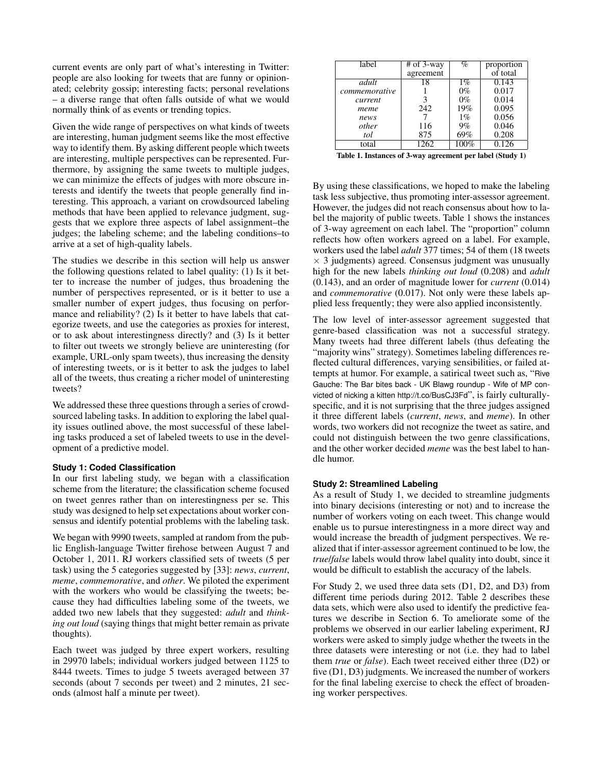current events are only part of what's interesting in Twitter: people are also looking for tweets that are funny or opinionated; celebrity gossip; interesting facts; personal revelations – a diverse range that often falls outside of what we would normally think of as events or trending topics.

Given the wide range of perspectives on what kinds of tweets are interesting, human judgment seems like the most effective way to identify them. By asking different people which tweets are interesting, multiple perspectives can be represented. Furthermore, by assigning the same tweets to multiple judges, we can minimize the effects of judges with more obscure interests and identify the tweets that people generally find interesting. This approach, a variant on crowdsourced labeling methods that have been applied to relevance judgment, suggests that we explore three aspects of label assignment–the judges; the labeling scheme; and the labeling conditions–to arrive at a set of high-quality labels.

The studies we describe in this section will help us answer the following questions related to label quality: (1) Is it better to increase the number of judges, thus broadening the number of perspectives represented, or is it better to use a smaller number of expert judges, thus focusing on performance and reliability? (2) Is it better to have labels that categorize tweets, and use the categories as proxies for interest, or to ask about interestingness directly? and (3) Is it better to filter out tweets we strongly believe are uninteresting (for example, URL-only spam tweets), thus increasing the density of interesting tweets, or is it better to ask the judges to label all of the tweets, thus creating a richer model of uninteresting tweets?

We addressed these three questions through a series of crowdsourced labeling tasks. In addition to exploring the label quality issues outlined above, the most successful of these labeling tasks produced a set of labeled tweets to use in the development of a predictive model.

**Study 1: Coded Classification**

In our first labeling study, we began with a classification scheme from the literature; the classification scheme focused on tweet genres rather than on interestingness per se. This study was designed to help set expectations about worker consensus and identify potential problems with the labeling task.

We began with 9990 tweets, sampled at random from the public English-language Twitter firehose between August 7 and October 1, 2011. RJ workers classified sets of tweets (5 per task) using the 5 categories suggested by [33]: *news*, *current*, *meme*, *commemorative*, and *other*. We piloted the experiment with the workers who would be classifying the tweets; because they had difficulties labeling some of the tweets, we added two new labels that they suggested: *adult* and *thinking out loud* (saying things that might better remain as private thoughts).

Each tweet was judged by three expert workers, resulting in 29970 labels; individual workers judged between 1125 to 8444 tweets. Times to judge 5 tweets averaged between 37 seconds (about 7 seconds per tweet) and 2 minutes, 21 seconds (almost half a minute per tweet).

| label | # of 3-way agreement | % | proportion of total |
|---|---|---|---|
| *adult* | 18 | 1% | 0.143 |
| *commemorative* | 1 | 0% | 0.017 |
| *current* | 3 | 0% | 0.014 |
| *meme* | 242 | 19% | 0.095 |
| *news* | 7 | 1% | 0.056 |
| *other* | 116 | 9% | 0.046 |
| *tol* | 875 | 69% | 0.208 |
| total | 1262 | 100% | 0.126 |

**Table 1. Instances of 3-way agreement per label (Study 1)**

By using these classifications, we hoped to make the labeling task less subjective, thus promoting inter-assessor agreement. However, the judges did not reach consensus about how to label the majority of public tweets. Table 1 shows the instances of 3-way agreement on each label. The "proportion" column reflects how often workers agreed on a label. For example, workers used the label *adult* 377 times; 54 of them (18 tweets $\times$ 3 judgments) agreed. Consensus judgment was unusually high for the new labels *thinking out loud* (0.208) and *adult* (0.143), and an order of magnitude lower for *current* (0.014) and *commemorative* (0.017). Not only were these labels applied less frequently; they were also applied inconsistently.

The low level of inter-assessor agreement suggested that genre-based classification was not a successful strategy. Many tweets had three different labels (thus defeating the "majority wins" strategy). Sometimes labeling differences reflected cultural differences, varying sensibilities, or failed attempts at humor. For example, a satirical tweet such as, "Rive Gauche: The Bar bites back - UK Blawg roundup - Wife of MP convicted of nicking a kitten http://t.co/BusCJ3Fd", is fairly culturally-specific, and it is not surprising that the three judges assigned it three different labels (*current*, *news*, and *meme*). In other words, two workers did not recognize the tweet as satire, and could not distinguish between the two genre classifications, and the other worker decided *meme* was the best label to handle humor.

**Study 2: Streamlined Labeling**

As a result of Study 1, we decided to streamline judgments into binary decisions (interesting or not) and to increase the number of workers voting on each tweet. This change would enable us to pursue interestingness in a more direct way and would increase the breadth of judgment perspectives. We realized that if inter-assessor agreement continued to be low, the *true*/*false* labels would throw label quality into doubt, since it would be difficult to establish the accuracy of the labels.

For Study 2, we used three data sets (D1, D2, and D3) from different time periods during 2012. Table 2 describes these data sets, which were also used to identify the predictive features we describe in Section 6. To ameliorate some of the problems we observed in our earlier labeling experiment, RJ workers were asked to simply judge whether the tweets in the three datasets were interesting or not (i.e. they had to label them *true* or *false*). Each tweet received either three (D2) or five (D1, D3) judgments. We increased the number of workers for the final labeling exercise to check the effect of broadening worker perspectives.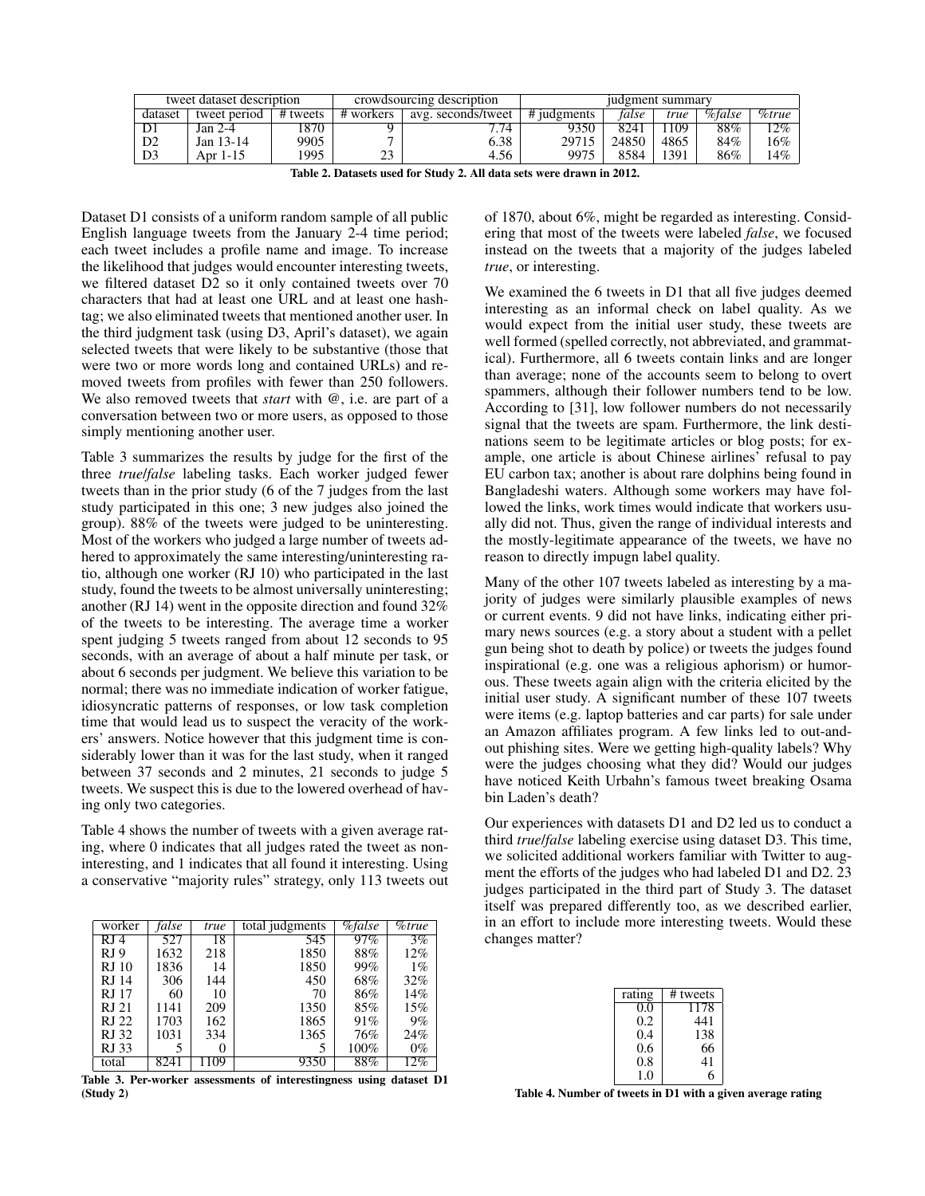| tweet dataset description | | | crowdsourcing description | | judgment summary | | | | |
|---|---|---|---|---|---|---|---|---|---|
| dataset | tweet period | # tweets | # workers | avg. seconds/tweet | # judgments | *false* | *true* | *%false* | *%true* |
| D1 | Jan 2-4 | 1870 | 9 | 7.74 | 9350 | 8241 | 1109 | 88% | 12% |
| D2 | Jan 13-14 | 9905 | 7 | 6.38 | 29715 | 24850 | 4865 | 84% | 16% |
| D3 | Apr 1-15 | 1995 | 23 | 4.56 | 9975 | 8584 | 1391 | 86% | 14% |

**Table 2. Datasets used for Study 2. All data sets were drawn in 2012.**

Dataset D1 consists of a uniform random sample of all public English language tweets from the January 2-4 time period; each tweet includes a profile name and image. To increase the likelihood that judges would encounter interesting tweets, we filtered dataset D2 so it only contained tweets over 70 characters that had at least one URL and at least one hashtag; we also eliminated tweets that mentioned another user. In the third judgment task (using D3, April's dataset), we again selected tweets that were likely to be substantive (those that were two or more words long and contained URLs) and removed tweets from profiles with fewer than 250 followers. We also removed tweets that *start* with @, i.e. are part of a conversation between two or more users, as opposed to those simply mentioning another user.

Table 3 summarizes the results by judge for the first of the three *true*/*false* labeling tasks. Each worker judged fewer tweets than in the prior study (6 of the 7 judges from the last study participated in this one; 3 new judges also joined the group). 88% of the tweets were judged to be uninteresting. Most of the workers who judged a large number of tweets adhered to approximately the same interesting/uninteresting ratio, although one worker (RJ 10) who participated in the last study, found the tweets to be almost universally uninteresting; another (RJ 14) went in the opposite direction and found 32% of the tweets to be interesting. The average time a worker spent judging 5 tweets ranged from about 12 seconds to 95 seconds, with an average of about a half minute per task, or about 6 seconds per judgment. We believe this variation to be normal; there was no immediate indication of worker fatigue, idiosyncratic patterns of responses, or low task completion time that would lead us to suspect the veracity of the workers' answers. Notice however that this judgment time is considerably lower than it was for the last study, when it ranged between 37 seconds and 2 minutes, 21 seconds to judge 5 tweets. We suspect this is due to the lowered overhead of having only two categories.

Table 4 shows the number of tweets with a given average rating, where 0 indicates that all judges rated the tweet as non-interesting, and 1 indicates that all found it interesting. Using a conservative "majority rules" strategy, only 113 tweets out of 1870, about 6%, might be regarded as interesting. Considering that most of the tweets were labeled *false*, we focused instead on the tweets that a majority of the judges labeled *true*, or interesting.

| worker | *false* | *true* | total judgments | *%false* | *%true* |
|---|---|---|---|---|---|
| RJ 4 | 527 | 18 | 545 | 97% | 3% |
| RJ 9 | 1632 | 218 | 1850 | 88% | 12% |
| RJ 10 | 1836 | 14 | 1850 | 99% | 1% |
| RJ 14 | 306 | 144 | 450 | 68% | 32% |
| RJ 17 | 60 | 10 | 70 | 86% | 14% |
| RJ 21 | 1141 | 209 | 1350 | 85% | 15% |
| RJ 22 | 1703 | 162 | 1865 | 91% | 9% |
| RJ 32 | 1031 | 334 | 1365 | 76% | 24% |
| RJ 33 | 5 | 0 | 5 | 100% | 0% |
| total | 8241 | 1109 | 9350 | 88% | 12% |

**Table 3. Per-worker assessments of interestingness using dataset D1 (Study 2)**

We examined the 6 tweets in D1 that all five judges deemed interesting as an informal check on label quality. As we would expect from the initial user study, these tweets are well formed (spelled correctly, not abbreviated, and grammatical). Furthermore, all 6 tweets contain links and are longer than average; none of the accounts seem to belong to overt spammers, although their follower numbers tend to be low. According to [31], low follower numbers do not necessarily signal that the tweets are spam. Furthermore, the link destinations seem to be legitimate articles or blog posts; for example, one article is about Chinese airlines' refusal to pay EU carbon tax; another is about rare dolphins being found in Bangladeshi waters. Although some workers may have followed the links, work times would indicate that workers usually did not. Thus, given the range of individual interests and the mostly-legitimate appearance of the tweets, we have no reason to directly impugn label quality.

Many of the other 107 tweets labeled as interesting by a majority of judges were similarly plausible examples of news or current events. 9 did not have links, indicating either primary news sources (e.g. a story about a student with a pellet gun being shot to death by police) or tweets the judges found inspirational (e.g. one was a religious aphorism) or humorous. These tweets again align with the criteria elicited by the initial user study. A significant number of these 107 tweets were items (e.g. laptop batteries and car parts) for sale under an Amazon affiliates program. A few links led to out-and-out phishing sites. Were we getting high-quality labels? Why were the judges choosing what they did? Would our judges have noticed Keith Urbahn's famous tweet breaking Osama bin Laden's death?

Our experiences with datasets D1 and D2 led us to conduct a third *true*/*false* labeling exercise using dataset D3. This time, we solicited additional workers familiar with Twitter to augment the efforts of the judges who had labeled D1 and D2. 23 judges participated in the third part of Study 3. The dataset itself was prepared differently too, as we described earlier, in an effort to include more interesting tweets. Would these changes matter?

| rating | # tweets |
|---|---|
| 0.0 | 1178 |
| 0.2 | 441 |
| 0.4 | 138 |
| 0.6 | 66 |
| 0.8 | 41 |
| 1.0 | 6 |

**Table 4. Number of tweets in D1 with a given average rating**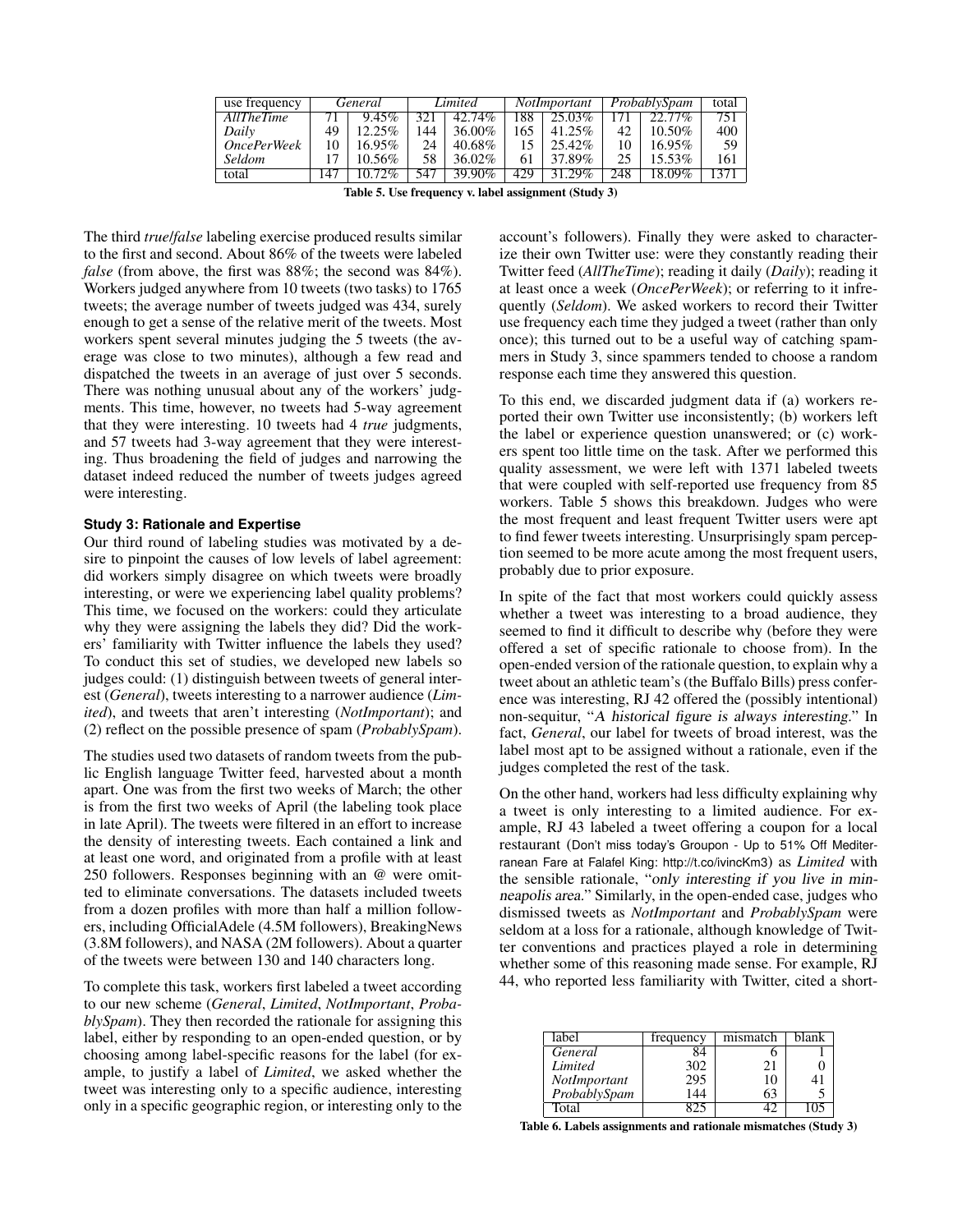| use frequency | General | | Limited | | NotImportant | | ProbablySpam | | total |
|---|---|---|---|---|---|---|---|---|---|
| *AllTheTime* | 71 | 9.45% | 321 | 42.74% | 188 | 25.03% | 171 | 22.77% | 751 |
| *Daily* | 49 | 12.25% | 144 | 36.00% | 165 | 41.25% | 42 | 10.50% | 400 |
| *OncePerWeek* | 10 | 16.95% | 24 | 40.68% | 15 | 25.42% | 10 | 16.95% | 59 |
| *Seldom* | 17 | 10.56% | 58 | 36.02% | 61 | 37.89% | 25 | 15.53% | 161 |
| total | 147 | 10.72% | 547 | 39.90% | 429 | 31.29% | 248 | 18.09% | 1371 |

**Table 5. Use frequency v. label assignment (Study 3)**

The third *true*/*false* labeling exercise produced results similar to the first and second. About 86% of the tweets were labeled *false* (from above, the first was 88%; the second was 84%). Workers judged anywhere from 10 tweets (two tasks) to 1765 tweets; the average number of tweets judged was 434, surely enough to get a sense of the relative merit of the tweets. Most workers spent several minutes judging the 5 tweets (the average was close to two minutes), although a few read and dispatched the tweets in an average of just over 5 seconds. There was nothing unusual about any of the workers' judgments. This time, however, no tweets had 5-way agreement that they were interesting. 10 tweets had 4 *true* judgments, and 57 tweets had 3-way agreement that they were interesting. Thus broadening the field of judges and narrowing the dataset indeed reduced the number of tweets judges agreed were interesting.

### Study 3: Rationale and Expertise

Our third round of labeling studies was motivated by a desire to pinpoint the causes of low levels of label agreement: did workers simply disagree on which tweets were broadly interesting, or were we experiencing label quality problems? This time, we focused on the workers: could they articulate why they were assigning the labels they did? Did the workers' familiarity with Twitter influence the labels they used? To conduct this set of studies, we developed new labels so judges could: (1) distinguish between tweets of general interest (*General*), tweets interesting to a narrower audience (*Limited*), and tweets that aren't interesting (*NotImportant*); and (2) reflect on the possible presence of spam (*ProbablySpam*).

The studies used two datasets of random tweets from the public English language Twitter feed, harvested about a month apart. One was from the first two weeks of March; the other is from the first two weeks of April (the labeling took place in late April). The tweets were filtered in an effort to increase the density of interesting tweets. Each contained a link and at least one word, and originated from a profile with at least 250 followers. Responses beginning with an @ were omitted to eliminate conversations. The datasets included tweets from a dozen profiles with more than half a million followers, including OfficialAdele (4.5M followers), BreakingNews (3.8M followers), and NASA (2M followers). About a quarter of the tweets were between 130 and 140 characters long.

To complete this task, workers first labeled a tweet according to our new scheme (*General*, *Limited*, *NotImportant*, *ProbablySpam*). They then recorded the rationale for assigning this label, either by responding to an open-ended question, or by choosing among label-specific reasons for the label (for example, to justify a label of *Limited*, we asked whether the tweet was interesting only to a specific audience, interesting only in a specific geographic region, or interesting only to the account's followers). Finally they were asked to characterize their own Twitter use: were they constantly reading their Twitter feed (*AllTheTime*); reading it daily (*Daily*); reading it at least once a week (*OncePerWeek*); or referring to it infrequently (*Seldom*). We asked workers to record their Twitter use frequency each time they judged a tweet (rather than only once); this turned out to be a useful way of catching spammers in Study 3, since spammers tended to choose a random response each time they answered this question.

To this end, we discarded judgment data if (a) workers reported their own Twitter use inconsistently; (b) workers left the label or experience question unanswered; or (c) workers spent too little time on the task. After we performed this quality assessment, we were left with 1371 labeled tweets that were coupled with self-reported use frequency from 85 workers. Table 5 shows this breakdown. Judges who were the most frequent and least frequent Twitter users were apt to find fewer tweets interesting. Unsurprisingly spam perception seemed to be more acute among the most frequent users, probably due to prior exposure.

In spite of the fact that most workers could quickly assess whether a tweet was interesting to a broad audience, they seemed to find it difficult to describe why (before they were offered a set of specific rationale to choose from). In the open-ended version of the rationale question, to explain why a tweet about an athletic team's (the Buffalo Bills) press conference was interesting, RJ 42 offered the (possibly intentional) non-sequitur, "A historical figure is always interesting." In fact, *General*, our label for tweets of broad interest, was the label most apt to be assigned without a rationale, even if the judges completed the rest of the task.

On the other hand, workers had less difficulty explaining why a tweet is only interesting to a limited audience. For example, RJ 43 labeled a tweet offering a coupon for a local restaurant (Don't miss today's Groupon - Up to 51% Off Mediterranean Fare at Falafel King: http://t.co/ivincKm3) as *Limited* with the sensible rationale, "only interesting if you live in minneapolis area." Similarly, in the open-ended case, judges who dismissed tweets as *NotImportant* and *ProbablySpam* were seldom at a loss for a rationale, although knowledge of Twitter conventions and practices played a role in determining whether some of this reasoning made sense. For example, RJ 44, who reported less familiarity with Twitter, cited a short-

| label | frequency | mismatch | blank |
|---|---|---|---|
| *General* | 84 | 6 | 1 |
| *Limited* | 302 | 21 | 0 |
| *NotImportant* | 295 | 10 | 41 |
| *ProbablySpam* | 144 | 63 | 5 |
| Total | 825 | 42 | 105 |

**Table 6. Labels assignments and rationale mismatches (Study 3)**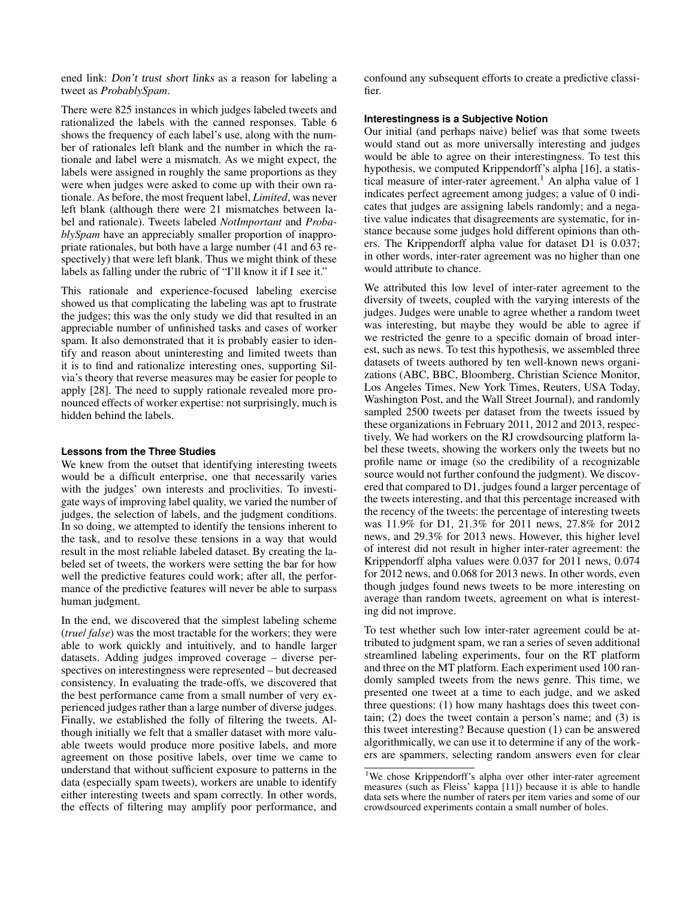ened link: *Don't trust short links* as a reason for labeling a tweet as *ProbablySpam*.

There were 825 instances in which judges labeled tweets and rationalized the labels with the canned responses. Table 6 shows the frequency of each label's use, along with the number of rationales left blank and the number in which the rationale and label were a mismatch. As we might expect, the labels were assigned in roughly the same proportions as they were when judges were asked to come up with their own rationale. As before, the most frequent label, *Limited*, was never left blank (although there were 21 mismatches between label and rationale). Tweets labeled *NotImportant* and *ProbablySpam* have an appreciably smaller proportion of inappropriate rationales, but both have a large number (41 and 63 respectively) that were left blank. Thus we might think of these labels as falling under the rubric of "I'll know it if I see it."

This rationale and experience-focused labeling exercise showed us that complicating the labeling was apt to frustrate the judges; this was the only study we did that resulted in an appreciable number of unfinished tasks and cases of worker spam. It also demonstrated that it is probably easier to identify and reason about uninteresting and limited tweets than it is to find and rationalize interesting ones, supporting Silvia's theory that reverse measures may be easier for people to apply [28]. The need to supply rationale revealed more pronounced effects of worker expertise: not surprisingly, much is hidden behind the labels.

### Lessons from the Three Studies

We knew from the outset that identifying interesting tweets would be a difficult enterprise, one that necessarily varies with the judges' own interests and proclivities. To investigate ways of improving label quality, we varied the number of judges, the selection of labels, and the judgment conditions. In so doing, we attempted to identify the tensions inherent to the task, and to resolve these tensions in a way that would result in the most reliable labeled dataset. By creating the labeled set of tweets, the workers were setting the bar for how well the predictive features could work; after all, the performance of the predictive features will never be able to surpass human judgment.

In the end, we discovered that the simplest labeling scheme (*true*/*false*) was the most tractable for the workers; they were able to work quickly and intuitively, and to handle larger datasets. Adding judges improved coverage – diverse perspectives on interestingness were represented – but decreased consistency. In evaluating the trade-offs, we discovered that the best performance came from a small number of very experienced judges rather than a large number of diverse judges. Finally, we established the folly of filtering the tweets. Although initially we felt that a smaller dataset with more valuable tweets would produce more positive labels, and more agreement on those positive labels, over time we came to understand that without sufficient exposure to patterns in the data (especially spam tweets), workers are unable to identify either interesting tweets and spam correctly. In other words, the effects of filtering may amplify poor performance, and confound any subsequent efforts to create a predictive classifier.

### Interestingness is a Subjective Notion

Our initial (and perhaps naive) belief was that some tweets would stand out as more universally interesting and judges would be able to agree on their interestingness. To test this hypothesis, we computed Krippendorff's alpha [16], a statistical measure of inter-rater agreement.[1] An alpha value of 1 indicates perfect agreement among judges; a value of 0 indicates that judges are assigning labels randomly; and a negative value indicates that disagreements are systematic, for instance because some judges hold different opinions than others. The Krippendorff alpha value for dataset D1 is 0.037; in other words, inter-rater agreement was no higher than one would attribute to chance.

We attributed this low level of inter-rater agreement to the diversity of tweets, coupled with the varying interests of the judges. Judges were unable to agree whether a random tweet was interesting, but maybe they would be able to agree if we restricted the genre to a specific domain of broad interest, such as news. To test this hypothesis, we assembled three datasets of tweets authored by ten well-known news organizations (ABC, BBC, Bloomberg, Christian Science Monitor, Los Angeles Times, New York Times, Reuters, USA Today, Washington Post, and the Wall Street Journal), and randomly sampled 2500 tweets per dataset from the tweets issued by these organizations in February 2011, 2012 and 2013, respectively. We had workers on the RJ crowdsourcing platform label these tweets, showing the workers only the tweets but no profile name or image (so the credibility of a recognizable source would not further confound the judgment). We discovered that compared to D1, judges found a larger percentage of the tweets interesting, and that this percentage increased with the recency of the tweets: the percentage of interesting tweets was 11.9% for D1, 21.3% for 2011 news, 27.8% for 2012 news, and 29.3% for 2013 news. However, this higher level of interest did not result in higher inter-rater agreement: the Krippendorff alpha values were 0.037 for 2011 news, 0.074 for 2012 news, and 0.068 for 2013 news. In other words, even though judges found news tweets to be more interesting on average than random tweets, agreement on what is interesting did not improve.

To test whether such low inter-rater agreement could be attributed to judgment spam, we ran a series of seven additional streamlined labeling experiments, four on the RT platform and three on the MT platform. Each experiment used 100 randomly sampled tweets from the news genre. This time, we presented one tweet at a time to each judge, and we asked three questions: (1) how many hashtags does this tweet contain; (2) does the tweet contain a person's name; and (3) is this tweet interesting? Because question (1) can be answered algorithmically, we can use it to determine if any of the workers are spammers, selecting random answers even for clear

[1] We chose Krippendorff's alpha over other inter-rater agreement measures (such as Fleiss' kappa [11]) because it is able to handle data sets where the number of raters per item varies and some of our crowdsourced experiments contain a small number of holes.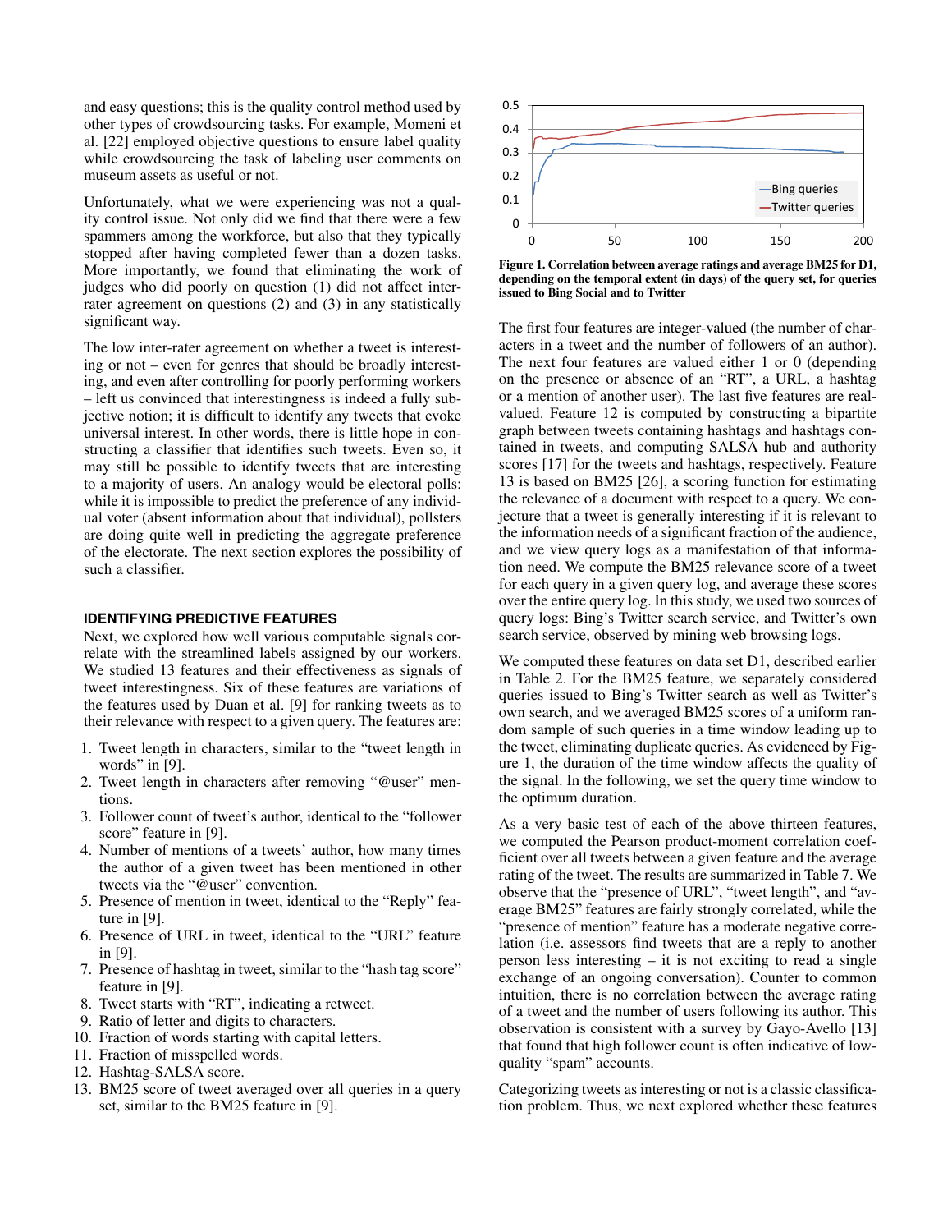and easy questions; this is the quality control method used by other types of crowdsourcing tasks. For example, Momeni et al. [22] employed objective questions to ensure label quality while crowdsourcing the task of labeling user comments on museum assets as useful or not.

Unfortunately, what we were experiencing was not a quality control issue. Not only did we find that there were a few spammers among the workforce, but also that they typically stopped after having completed fewer than a dozen tasks. More importantly, we found that eliminating the work of judges who did poorly on question (1) did not affect inter-rater agreement on questions (2) and (3) in any statistically significant way.

The low inter-rater agreement on whether a tweet is interesting or not – even for genres that should be broadly interesting, and even after controlling for poorly performing workers – left us convinced that interestingness is indeed a fully subjective notion; it is difficult to identify any tweets that evoke universal interest. In other words, there is little hope in constructing a classifier that identifies such tweets. Even so, it may still be possible to identify tweets that are interesting to a majority of users. An analogy would be electoral polls: while it is impossible to predict the preference of any individual voter (absent information about that individual), pollsters are doing quite well in predicting the aggregate preference of the electorate. The next section explores the possibility of such a classifier.

## IDENTIFYING PREDICTIVE FEATURES

Next, we explored how well various computable signals correlate with the streamlined labels assigned by our workers. We studied 13 features and their effectiveness as signals of tweet interestingness. Six of these features are variations of the features used by Duan et al. [9] for ranking tweets as to their relevance with respect to a given query. The features are:

1. Tweet length in characters, similar to the "tweet length in words" in [9].
2. Tweet length in characters after removing "@user" mentions.
3. Follower count of tweet's author, identical to the "follower score" feature in [9].
4. Number of mentions of a tweets' author, how many times the author of a given tweet has been mentioned in other tweets via the "@user" convention.
5. Presence of mention in tweet, identical to the "Reply" feature in [9].
6. Presence of URL in tweet, identical to the "URL" feature in [9].
7. Presence of hashtag in tweet, similar to the "hash tag score" feature in [9].
8. Tweet starts with "RT", indicating a retweet.
9. Ratio of letter and digits to characters.
10. Fraction of words starting with capital letters.
11. Fraction of misspelled words.
12. Hashtag-SALSA score.
13. BM25 score of tweet averaged over all queries in a query set, similar to the BM25 feature in [9].

**Figure 1. Correlation between average ratings and average BM25 for D1, depending on the temporal extent (in days) of the query set, for queries issued to Bing Social and to Twitter**

The first four features are integer-valued (the number of characters in a tweet and the number of followers of an author). The next four features are valued either 1 or 0 (depending on the presence or absence of an "RT", a URL, a hashtag or a mention of another user). The last five features are real-valued. Feature 12 is computed by constructing a bipartite graph between tweets containing hashtags and hashtags contained in tweets, and computing SALSA hub and authority scores [17] for the tweets and hashtags, respectively. Feature 13 is based on BM25 [26], a scoring function for estimating the relevance of a document with respect to a query. We conjecture that a tweet is generally interesting if it is relevant to the information needs of a significant fraction of the audience, and we view query logs as a manifestation of that information need. We compute the BM25 relevance score of a tweet for each query in a given query log, and average these scores over the entire query log. In this study, we used two sources of query logs: Bing's Twitter search service, and Twitter's own search service, observed by mining web browsing logs.

We computed these features on data set D1, described earlier in Table 2. For the BM25 feature, we separately considered queries issued to Bing's Twitter search as well as Twitter's own search, and we averaged BM25 scores of a uniform random sample of such queries in a time window leading up to the tweet, eliminating duplicate queries. As evidenced by Figure 1, the duration of the time window affects the quality of the signal. In the following, we set the query time window to the optimum duration.

As a very basic test of each of the above thirteen features, we computed the Pearson product-moment correlation coefficient over all tweets between a given feature and the average rating of the tweet. The results are summarized in Table 7. We observe that the "presence of URL", "tweet length", and "average BM25" features are fairly strongly correlated, while the "presence of mention" feature has a moderate negative correlation (i.e. assessors find tweets that are a reply to another person less interesting – it is not exciting to read a single exchange of an ongoing conversation). Counter to common intuition, there is no correlation between the average rating of a tweet and the number of users following its author. This observation is consistent with a survey by Gayo-Avello [13] that found that high follower count is often indicative of low-quality "spam" accounts.

Categorizing tweets as interesting or not is a classic classification problem. Thus, we next explored whether these features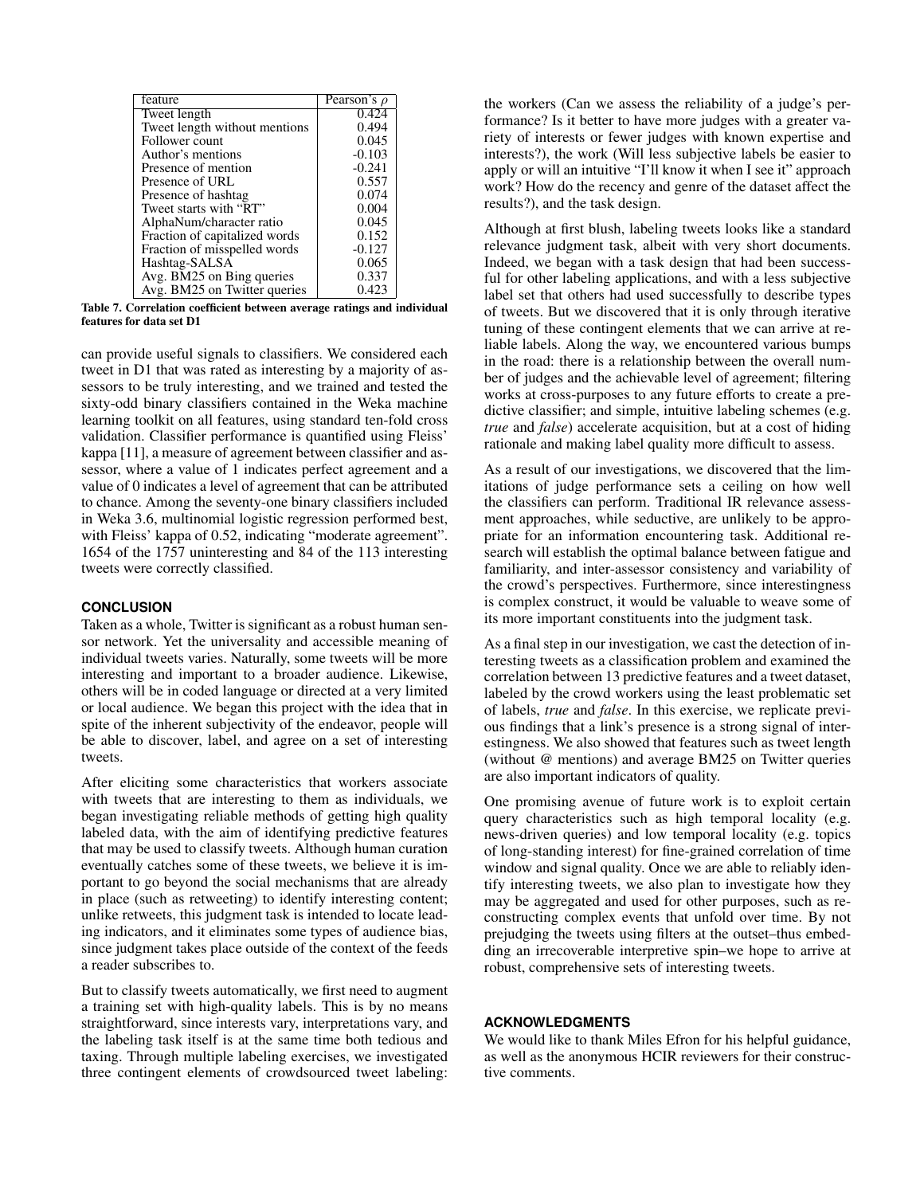| feature | Pearson's $\rho$ |
|---|---|
| Tweet length | 0.424 |
| Tweet length without mentions | 0.494 |
| Follower count | 0.045 |
| Author's mentions | -0.103 |
| Presence of mention | -0.241 |
| Presence of URL | 0.557 |
| Presence of hashtag | 0.074 |
| Tweet starts with "RT" | 0.004 |
| AlphaNum/character ratio | 0.045 |
| Fraction of capitalized words | 0.152 |
| Fraction of misspelled words | -0.127 |
| Hashtag-SALSA | 0.065 |
| Avg. BM25 on Bing queries | 0.337 |
| Avg. BM25 on Twitter queries | 0.423 |

**Table 7. Correlation coefficient between average ratings and individual features for data set D1**

can provide useful signals to classifiers. We considered each tweet in D1 that was rated as interesting by a majority of assessors to be truly interesting, and we trained and tested the sixty-odd binary classifiers contained in the Weka machine learning toolkit on all features, using standard ten-fold cross validation. Classifier performance is quantified using Fleiss' kappa [11], a measure of agreement between classifier and assessor, where a value of 1 indicates perfect agreement and a value of 0 indicates a level of agreement that can be attributed to chance. Among the seventy-one binary classifiers included in Weka 3.6, multinomial logistic regression performed best, with Fleiss' kappa of 0.52, indicating "moderate agreement". 1654 of the 1757 uninteresting and 84 of the 113 interesting tweets were correctly classified.

## CONCLUSION

Taken as a whole, Twitter is significant as a robust human sensor network. Yet the universality and accessible meaning of individual tweets varies. Naturally, some tweets will be more interesting and important to a broader audience. Likewise, others will be in coded language or directed at a very limited or local audience. We began this project with the idea that in spite of the inherent subjectivity of the endeavor, people will be able to discover, label, and agree on a set of interesting tweets.

After eliciting some characteristics that workers associate with tweets that are interesting to them as individuals, we began investigating reliable methods of getting high quality labeled data, with the aim of identifying predictive features that may be used to classify tweets. Although human curation eventually catches some of these tweets, we believe it is important to go beyond the social mechanisms that are already in place (such as retweeting) to identify interesting content; unlike retweets, this judgment task is intended to locate leading indicators, and it eliminates some types of audience bias, since judgment takes place outside of the context of the feeds a reader subscribes to.

But to classify tweets automatically, we first need to augment a training set with high-quality labels. This is by no means straightforward, since interests vary, interpretations vary, and the labeling task itself is at the same time both tedious and taxing. Through multiple labeling exercises, we investigated three contingent elements of crowdsourced tweet labeling: the workers (Can we assess the reliability of a judge's performance? Is it better to have more judges with a greater variety of interests or fewer judges with known expertise and interests?), the work (Will less subjective labels be easier to apply or will an intuitive "I'll know it when I see it" approach work? How do the recency and genre of the dataset affect the results?), and the task design.

Although at first blush, labeling tweets looks like a standard relevance judgment task, albeit with very short documents. Indeed, we began with a task design that had been successful for other labeling applications, and with a less subjective label set that others had used successfully to describe types of tweets. But we discovered that it is only through iterative tuning of these contingent elements that we can arrive at reliable labels. Along the way, we encountered various bumps in the road: there is a relationship between the overall number of judges and the achievable level of agreement; filtering works at cross-purposes to any future efforts to create a predictive classifier; and simple, intuitive labeling schemes (e.g. *true* and *false*) accelerate acquisition, but at a cost of hiding rationale and making label quality more difficult to assess.

As a result of our investigations, we discovered that the limitations of judge performance sets a ceiling on how well the classifiers can perform. Traditional IR relevance assessment approaches, while seductive, are unlikely to be appropriate for an information encountering task. Additional research will establish the optimal balance between fatigue and familiarity, and inter-assessor consistency and variability of the crowd's perspectives. Furthermore, since interestingness is complex construct, it would be valuable to weave some of its more important constituents into the judgment task.

As a final step in our investigation, we cast the detection of interesting tweets as a classification problem and examined the correlation between 13 predictive features and a tweet dataset, labeled by the crowd workers using the least problematic set of labels, *true* and *false*. In this exercise, we replicate previous findings that a link's presence is a strong signal of interestingness. We also showed that features such as tweet length (without @ mentions) and average BM25 on Twitter queries are also important indicators of quality.

One promising avenue of future work is to exploit certain query characteristics such as high temporal locality (e.g. news-driven queries) and low temporal locality (e.g. topics of long-standing interest) for fine-grained correlation of time window and signal quality. Once we are able to reliably identify interesting tweets, we also plan to investigate how they may be aggregated and used for other purposes, such as reconstructing complex events that unfold over time. By not prejudging the tweets using filters at the outset–thus embedding an irrecoverable interpretive spin–we hope to arrive at robust, comprehensive sets of interesting tweets.

## ACKNOWLEDGMENTS

We would like to thank Miles Efron for his helpful guidance, as well as the anonymous HCIR reviewers for their constructive comments.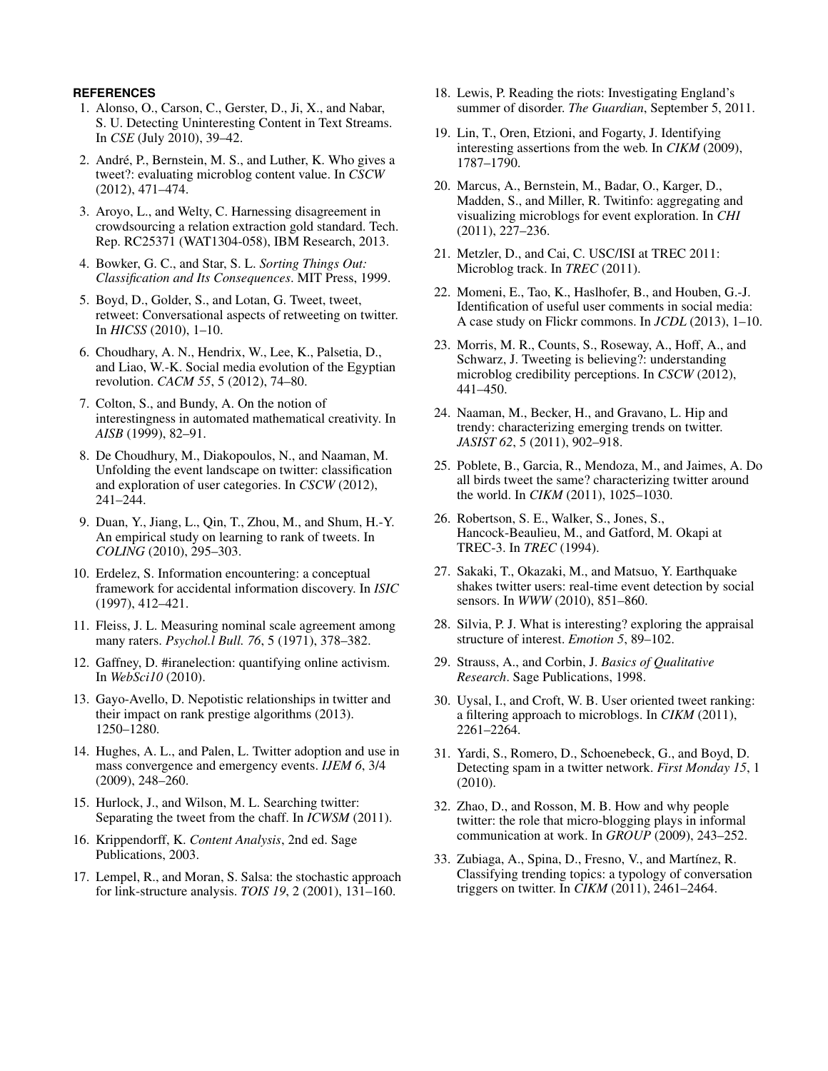## REFERENCES

1. Alonso, O., Carson, C., Gerster, D., Ji, X., and Nabar, S. U. Detecting Uninteresting Content in Text Streams. In *CSE* (July 2010), 39–42.
2. André, P., Bernstein, M. S., and Luther, K. Who gives a tweet?: evaluating microblog content value. In *CSCW* (2012), 471–474.
3. Aroyo, L., and Welty, C. Harnessing disagreement in crowdsourcing a relation extraction gold standard. Tech. Rep. RC25371 (WAT1304-058), IBM Research, 2013.
4. Bowker, G. C., and Star, S. L. *Sorting Things Out: Classification and Its Consequences*. MIT Press, 1999.
5. Boyd, D., Golder, S., and Lotan, G. Tweet, tweet, retweet: Conversational aspects of retweeting on twitter. In *HICSS* (2010), 1–10.
6. Choudhary, A. N., Hendrix, W., Lee, K., Palsetia, D., and Liao, W.-K. Social media evolution of the Egyptian revolution. *CACM 55*, 5 (2012), 74–80.
7. Colton, S., and Bundy, A. On the notion of interestingness in automated mathematical creativity. In *AISB* (1999), 82–91.
8. De Choudhury, M., Diakopoulos, N., and Naaman, M. Unfolding the event landscape on twitter: classification and exploration of user categories. In *CSCW* (2012), 241–244.
9. Duan, Y., Jiang, L., Qin, T., Zhou, M., and Shum, H.-Y. An empirical study on learning to rank of tweets. In *COLING* (2010), 295–303.
10. Erdelez, S. Information encountering: a conceptual framework for accidental information discovery. In *ISIC* (1997), 412–421.
11. Fleiss, J. L. Measuring nominal scale agreement among many raters. *Psychol.l Bull. 76*, 5 (1971), 378–382.
12. Gaffney, D. #iranelection: quantifying online activism. In *WebSci10* (2010).
13. Gayo-Avello, D. Nepotistic relationships in twitter and their impact on rank prestige algorithms (2013). 1250–1280.
14. Hughes, A. L., and Palen, L. Twitter adoption and use in mass convergence and emergency events. *IJEM 6*, 3/4 (2009), 248–260.
15. Hurlock, J., and Wilson, M. L. Searching twitter: Separating the tweet from the chaff. In *ICWSM* (2011).
16. Krippendorff, K. *Content Analysis*, 2nd ed. Sage Publications, 2003.
17. Lempel, R., and Moran, S. Salsa: the stochastic approach for link-structure analysis. *TOIS 19*, 2 (2001), 131–160.
18. Lewis, P. Reading the riots: Investigating England's summer of disorder. *The Guardian*, September 5, 2011.
19. Lin, T., Oren, Etzioni, and Fogarty, J. Identifying interesting assertions from the web. In *CIKM* (2009), 1787–1790.
20. Marcus, A., Bernstein, M., Badar, O., Karger, D., Madden, S., and Miller, R. Twitinfo: aggregating and visualizing microblogs for event exploration. In *CHI* (2011), 227–236.
21. Metzler, D., and Cai, C. USC/ISI at TREC 2011: Microblog track. In *TREC* (2011).
22. Momeni, E., Tao, K., Haslhofer, B., and Houben, G.-J. Identification of useful user comments in social media: A case study on Flickr commons. In *JCDL* (2013), 1–10.
23. Morris, M. R., Counts, S., Roseway, A., Hoff, A., and Schwarz, J. Tweeting is believing?: understanding microblog credibility perceptions. In *CSCW* (2012), 441–450.
24. Naaman, M., Becker, H., and Gravano, L. Hip and trendy: characterizing emerging trends on twitter. *JASIST 62*, 5 (2011), 902–918.
25. Poblete, B., Garcia, R., Mendoza, M., and Jaimes, A. Do all birds tweet the same? characterizing twitter around the world. In *CIKM* (2011), 1025–1030.
26. Robertson, S. E., Walker, S., Jones, S., Hancock-Beaulieu, M., and Gatford, M. Okapi at TREC-3. In *TREC* (1994).
27. Sakaki, T., Okazaki, M., and Matsuo, Y. Earthquake shakes twitter users: real-time event detection by social sensors. In *WWW* (2010), 851–860.
28. Silvia, P. J. What is interesting? exploring the appraisal structure of interest. *Emotion 5*, 89–102.
29. Strauss, A., and Corbin, J. *Basics of Qualitative Research*. Sage Publications, 1998.
30. Uysal, I., and Croft, W. B. User oriented tweet ranking: a filtering approach to microblogs. In *CIKM* (2011), 2261–2264.
31. Yardi, S., Romero, D., Schoenebeck, G., and Boyd, D. Detecting spam in a twitter network. *First Monday 15*, 1 (2010).
32. Zhao, D., and Rosson, M. B. How and why people twitter: the role that micro-blogging plays in informal communication at work. In *GROUP* (2009), 243–252.
33. Zubiaga, A., Spina, D., Fresno, V., and Martínez, R. Classifying trending topics: a typology of conversation triggers on twitter. In *CIKM* (2011), 2461–2464.